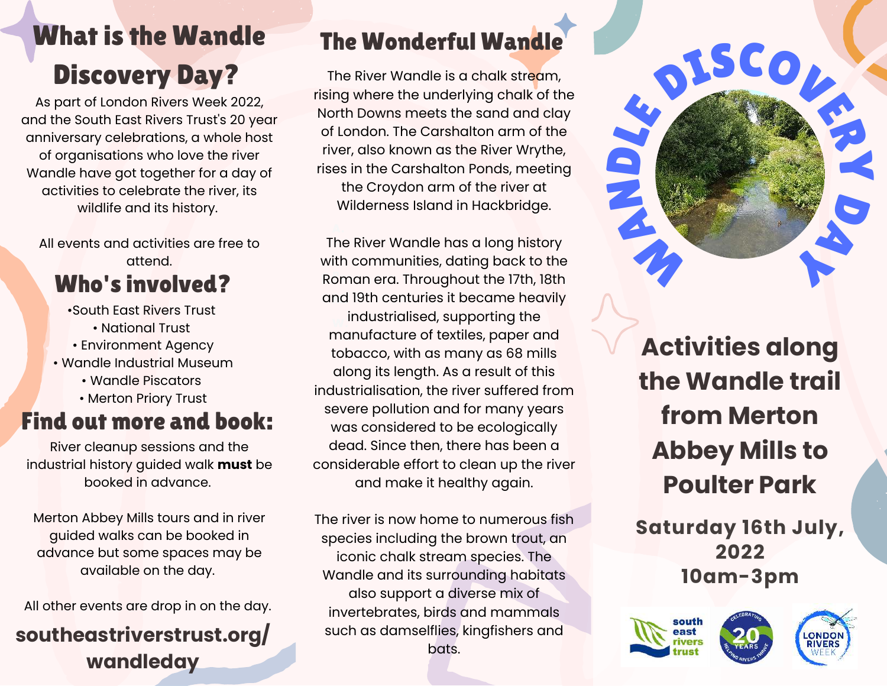## What is the Wandle Discovery Day?

As part of London Rivers Week 2022, and the South East Rivers Trust's 20 year anniversary celebrations, a whole host of organisations who love the river Wandle have got together for a day of activities to celebrate the river, its wildlife and its history.

All events and activities are free to attend.

## Who's involved?

- South East Rivers Trust
- National Trust
- Environment Agency
- Wandle Industrial Museum
- Wandle Piscators
- Merton Priory Trust

## Find out more and book:

River cleanup sessions and the industrial history guided walk **must** be booked in advance.

Merton Abbey Mills tours and in river guided walks can be booked in advance but some spaces may be available on the day.

All other events are drop in on the day.

**southeastriverstrust.org/wandleday**

## The Wonderful Wandle

The River Wandle is a chalk stream, rising where the underlying chalk of the North Downs meets the sand and clay of London. The Carshalton arm of the river, also known as the River Wrythe, rises in the Carshalton Ponds, meeting the Croydon arm of the river at Wilderness Island in Hackbridge.

The River Wandle has a long history with communities, dating back to the Roman era. Throughout the 17th, 18th and 19th centuries it became heavily industrialised, supporting the manufacture of textiles, paper and tobacco, with as many as 68 mills along its length. As a result of this industrialisation, the river suffered from severe pollution and for many years was considered to be ecologically dead. Since then, there has been a considerable effort to clean up the river and make it healthy again.

The river is now home to numerous fish species including the brown trout, an iconic chalk stream species. The Wandle and its surrounding habitats also support a diverse mix of invertebrates, birds and mammals such as damselflies, kingfishers and bats.

# WANDLE DISCOVERY DAY

## Activities along the Wandle trail from Merton Abbey Mills to Poulter Park

**Saturday 16th July, 2022**
**10am-3pm**

south east rivers trust · Celebrating 20 Years Helping Rivers Thrive · London Rivers Week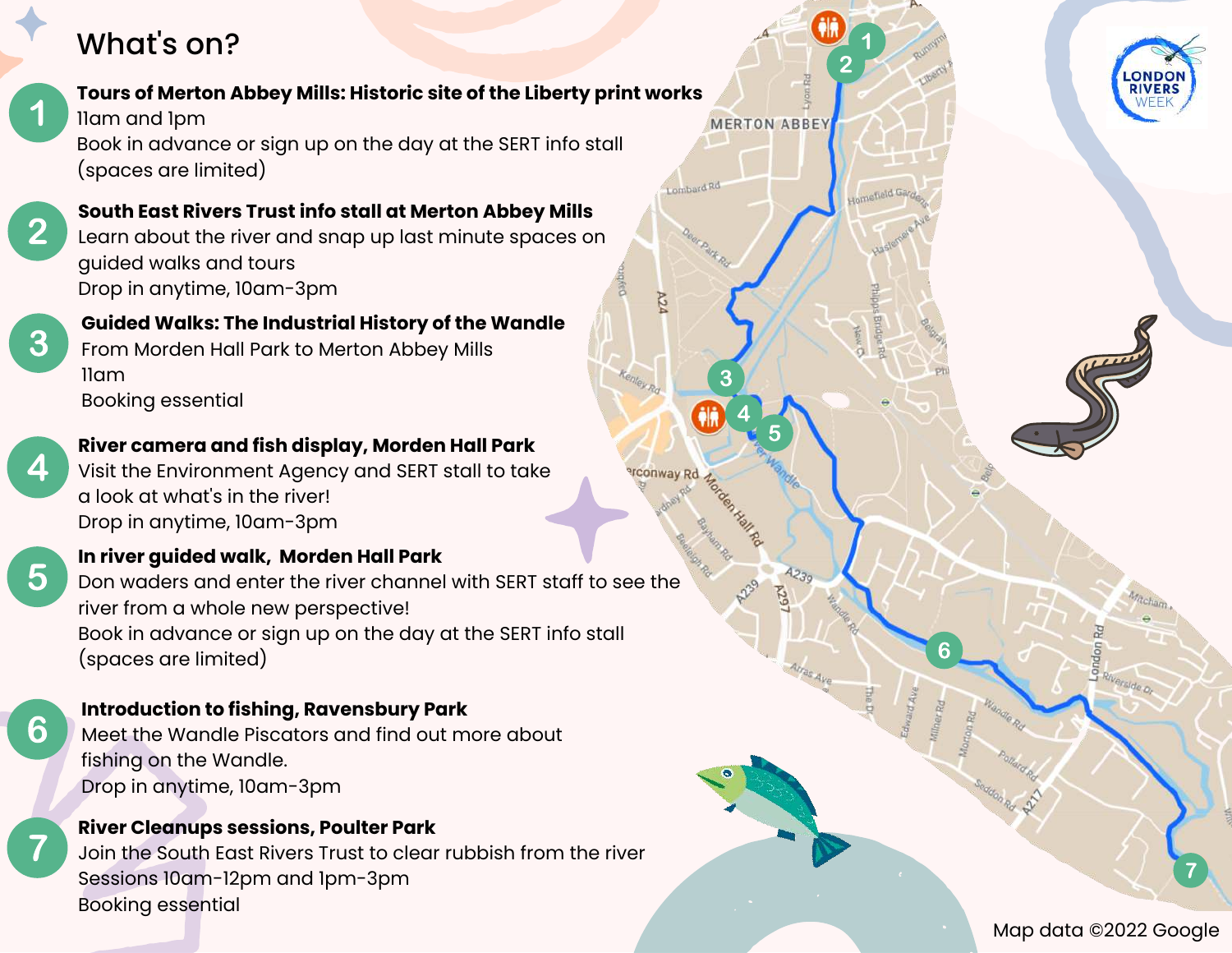# What's on?

**1 — Tours of Merton Abbey Mills: Historic site of the Liberty print works**
11am and 1pm
Book in advance or sign up on the day at the SERT info stall (spaces are limited)

**2 — South East Rivers Trust info stall at Merton Abbey Mills**
Learn about the river and snap up last minute spaces on guided walks and tours
Drop in anytime, 10am-3pm

**3 — Guided Walks: The Industrial History of the Wandle**
From Morden Hall Park to Merton Abbey Mills
11am
Booking essential

**4 — River camera and fish display, Morden Hall Park**
Visit the Environment Agency and SERT stall to take a look at what's in the river!
Drop in anytime, 10am-3pm

**5 — In river guided walk, Morden Hall Park**
Don waders and enter the river channel with SERT staff to see the river from a whole new perspective!
Book in advance or sign up on the day at the SERT info stall (spaces are limited)

**6 — Introduction to fishing, Ravensbury Park**
Meet the Wandle Piscators and find out more about fishing on the Wandle.
Drop in anytime, 10am-3pm

**7 — River Cleanups sessions, Poulter Park**
Join the South East Rivers Trust to clear rubbish from the river
Sessions 10am-12pm and 1pm-3pm
Booking essential

Map data ©2022 Google